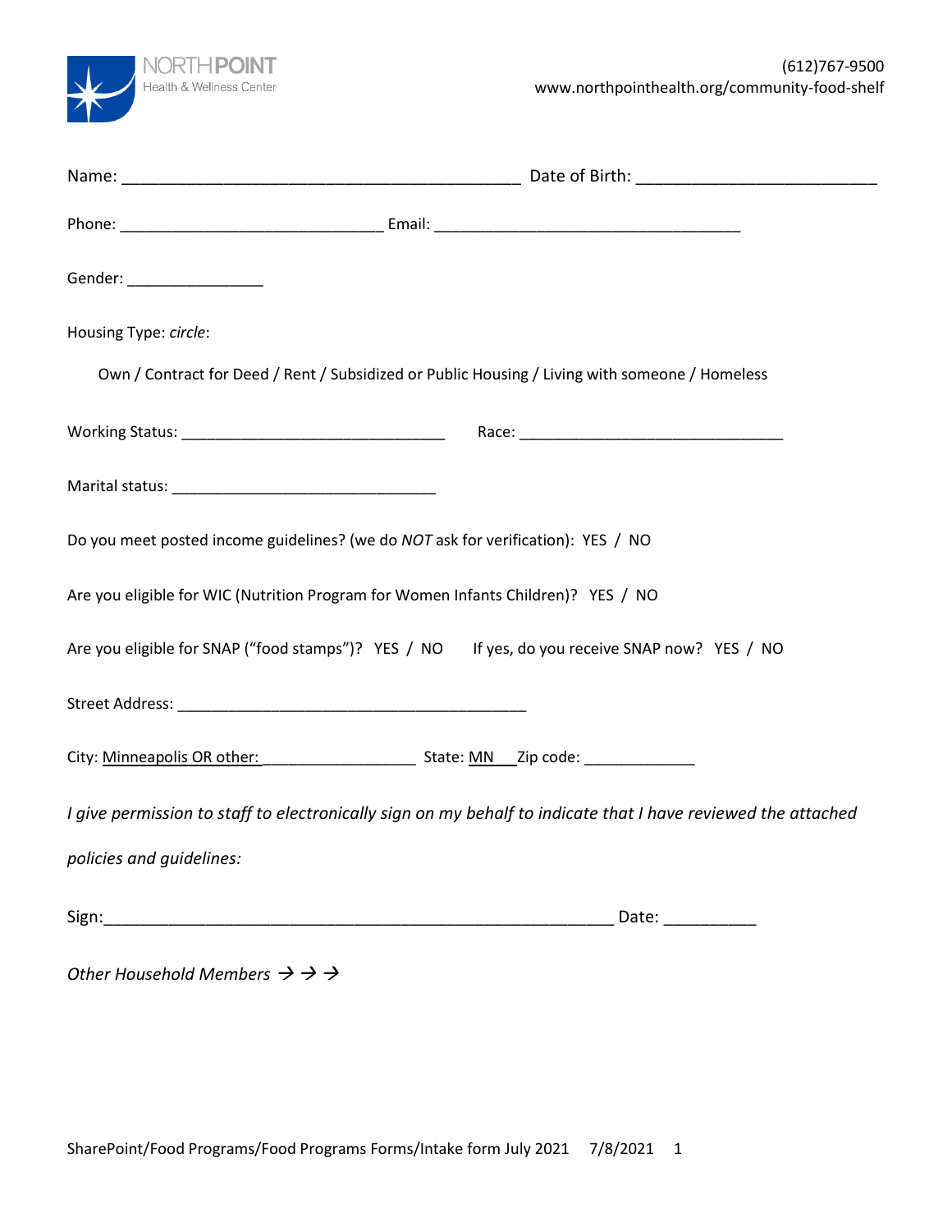NORTHPOINT
Health & Wellness Center

(612)767-9500
www.northpointhealth.org/community-food-shelf

Name: _____________________________________________ Date of Birth: ___________________________

Phone: _____________________________ Email: __________________________________

Gender: _______________

Housing Type: *circle*:

Own / Contract for Deed / Rent / Subsidized or Public Housing / Living with someone / Homeless

Working Status: _____________________________ Race: _____________________________

Marital status: _____________________________

Do you meet posted income guidelines? (we do *NOT* ask for verification): YES / NO

Are you eligible for WIC (Nutrition Program for Women Infants Children)? YES / NO

Are you eligible for SNAP ("food stamps")? YES / NO  If yes, do you receive SNAP now? YES / NO

Street Address: _______________________________________

City: Minneapolis OR other: _________________ State: MN Zip code: ____________

*I give permission to staff to electronically sign on my behalf to indicate that I have reviewed the attached policies and guidelines:*

Sign: ________________________________________________________ Date: __________

*Other Household Members* → → →

SharePoint/Food Programs/Food Programs Forms/Intake form July 2021 7/8/2021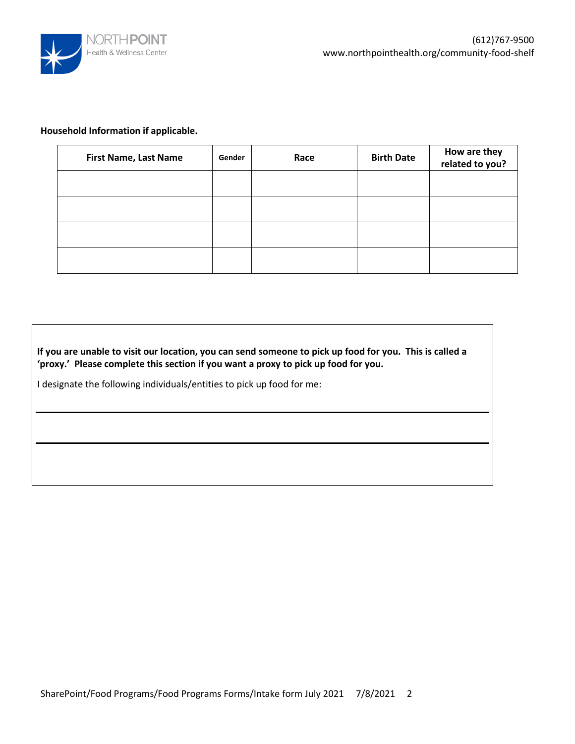**Household Information if applicable.**

| First Name, Last Name | Gender | Race | Birth Date | How are they related to you? |
|---|---|---|---|---|
| | | | | |
| | | | | |
| | | | | |
| | | | | |

**If you are unable to visit our location, you can send someone to pick up food for you. This is called a 'proxy.' Please complete this section if you want a proxy to pick up food for you.**

I designate the following individuals/entities to pick up food for me:

______________________________________________________________________

______________________________________________________________________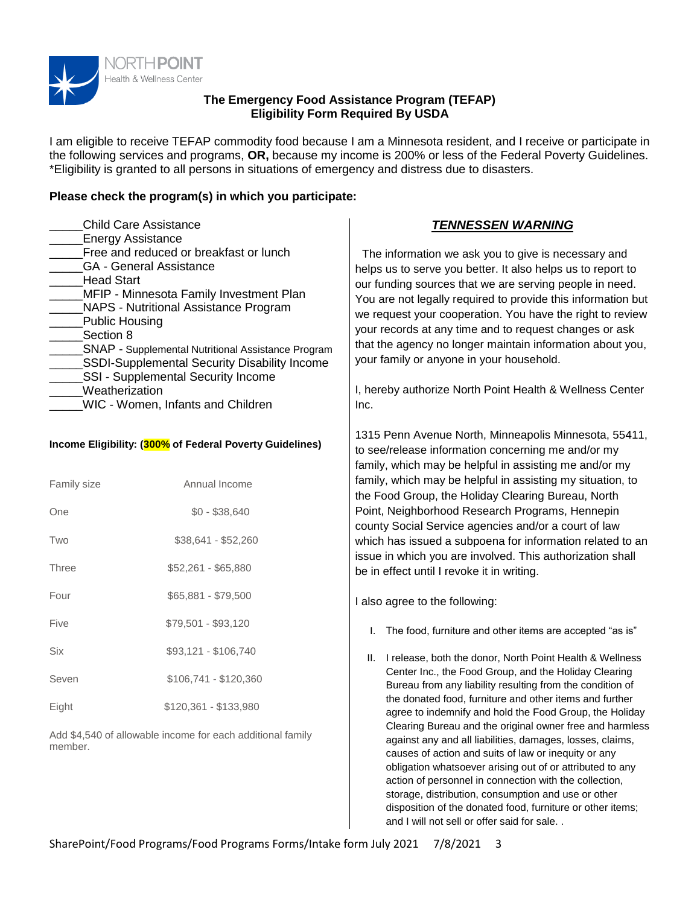NORTHPOINT
Health & Wellness Center

## The Emergency Food Assistance Program (TEFAP)
## Eligibility Form Required By USDA

I am eligible to receive TEFAP commodity food because I am a Minnesota resident, and I receive or participate in the following services and programs, **OR,** because my income is 200% or less of the Federal Poverty Guidelines. *Eligibility is granted to all persons in situations of emergency and distress due to disasters.

**Please check the program(s) in which you participate:**

_____Child Care Assistance
_____Energy Assistance
_____Free and reduced or breakfast or lunch
_____GA - General Assistance
_____Head Start
_____MFIP - Minnesota Family Investment Plan
_____NAPS - Nutritional Assistance Program
_____Public Housing
_____Section 8
_____SNAP - Supplemental Nutritional Assistance Program
_____SSDI-Supplemental Security Disability Income
_____SSI - Supplemental Security Income
_____Weatherization
_____WIC - Women, Infants and Children

**Income Eligibility: (300% of Federal Poverty Guidelines)**

| Family size | Annual Income |
|---|---|
| One | $0 - $38,640 |
| Two | $38,641 - $52,260 |
| Three | $52,261 - $65,880 |
| Four | $65,881 - $79,500 |
| Five | $79,501 - $93,120 |
| Six | $93,121 - $106,740 |
| Seven | $106,741 - $120,360 |
| Eight | $120,361 - $133,980 |

Add $4,540 of allowable income for each additional family member.

### ***TENNESSEN WARNING***

The information we ask you to give is necessary and helps us to serve you better. It also helps us to report to our funding sources that we are serving people in need. You are not legally required to provide this information but we request your cooperation. You have the right to review your records at any time and to request changes or ask that the agency no longer maintain information about you, your family or anyone in your household.

I, hereby authorize North Point Health & Wellness Center Inc.

1315 Penn Avenue North, Minneapolis Minnesota, 55411, to see/release information concerning me and/or my family, which may be helpful in assisting me and/or my family, which may be helpful in assisting my situation, to the Food Group, the Holiday Clearing Bureau, North Point, Neighborhood Research Programs, Hennepin county Social Service agencies and/or a court of law which has issued a subpoena for information related to an issue in which you are involved. This authorization shall be in effect until I revoke it in writing.

I also agree to the following:

I. The food, furniture and other items are accepted "as is"

II. I release, both the donor, North Point Health & Wellness Center Inc., the Food Group, and the Holiday Clearing Bureau from any liability resulting from the condition of the donated food, furniture and other items and further agree to indemnify and hold the Food Group, the Holiday Clearing Bureau and the original owner free and harmless against any and all liabilities, damages, losses, claims, causes of action and suits of law or inequity or any obligation whatsoever arising out of or attributed to any action of personnel in connection with the collection, storage, distribution, consumption and use or other disposition of the donated food, furniture or other items; and I will not sell or offer said for sale. .

SharePoint/Food Programs/Food Programs Forms/Intake form July 2021 7/8/2021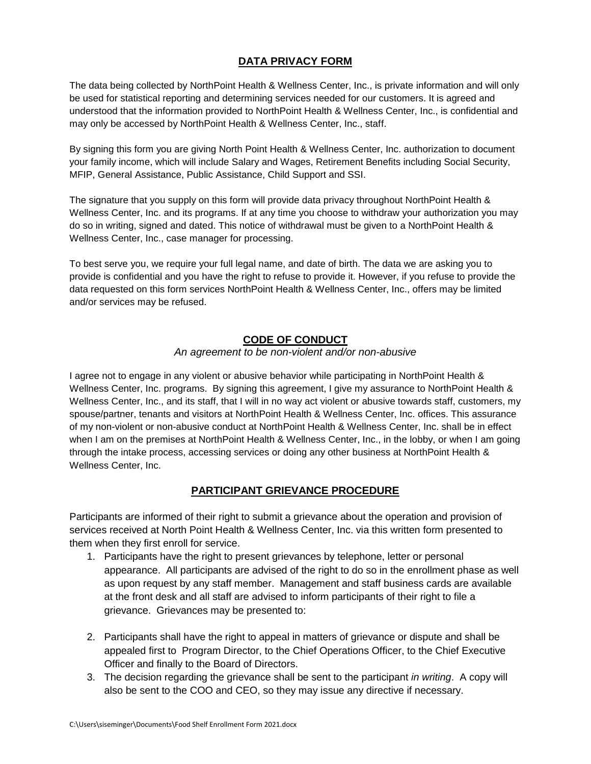## DATA PRIVACY FORM

The data being collected by NorthPoint Health & Wellness Center, Inc., is private information and will only be used for statistical reporting and determining services needed for our customers. It is agreed and understood that the information provided to NorthPoint Health & Wellness Center, Inc., is confidential and may only be accessed by NorthPoint Health & Wellness Center, Inc., staff.

By signing this form you are giving North Point Health & Wellness Center, Inc. authorization to document your family income, which will include Salary and Wages, Retirement Benefits including Social Security, MFIP, General Assistance, Public Assistance, Child Support and SSI.

The signature that you supply on this form will provide data privacy throughout NorthPoint Health & Wellness Center, Inc. and its programs. If at any time you choose to withdraw your authorization you may do so in writing, signed and dated. This notice of withdrawal must be given to a NorthPoint Health & Wellness Center, Inc., case manager for processing.

To best serve you, we require your full legal name, and date of birth. The data we are asking you to provide is confidential and you have the right to refuse to provide it. However, if you refuse to provide the data requested on this form services NorthPoint Health & Wellness Center, Inc., offers may be limited and/or services may be refused.

## CODE OF CONDUCT

*An agreement to be non-violent and/or non-abusive*

I agree not to engage in any violent or abusive behavior while participating in NorthPoint Health & Wellness Center, Inc. programs. By signing this agreement, I give my assurance to NorthPoint Health & Wellness Center, Inc., and its staff, that I will in no way act violent or abusive towards staff, customers, my spouse/partner, tenants and visitors at NorthPoint Health & Wellness Center, Inc. offices. This assurance of my non-violent or non-abusive conduct at NorthPoint Health & Wellness Center, Inc. shall be in effect when I am on the premises at NorthPoint Health & Wellness Center, Inc., in the lobby, or when I am going through the intake process, accessing services or doing any other business at NorthPoint Health & Wellness Center, Inc.

## PARTICIPANT GRIEVANCE PROCEDURE

Participants are informed of their right to submit a grievance about the operation and provision of services received at North Point Health & Wellness Center, Inc. via this written form presented to them when they first enroll for service.

1. Participants have the right to present grievances by telephone, letter or personal appearance. All participants are advised of the right to do so in the enrollment phase as well as upon request by any staff member. Management and staff business cards are available at the front desk and all staff are advised to inform participants of their right to file a grievance. Grievances may be presented to:

2. Participants shall have the right to appeal in matters of grievance or dispute and shall be appealed first to Program Director, to the Chief Operations Officer, to the Chief Executive Officer and finally to the Board of Directors.
3. The decision regarding the grievance shall be sent to the participant *in writing*. A copy will also be sent to the COO and CEO, so they may issue any directive if necessary.

C:\Users\siseminger\Documents\Food Shelf Enrollment Form 2021.docx